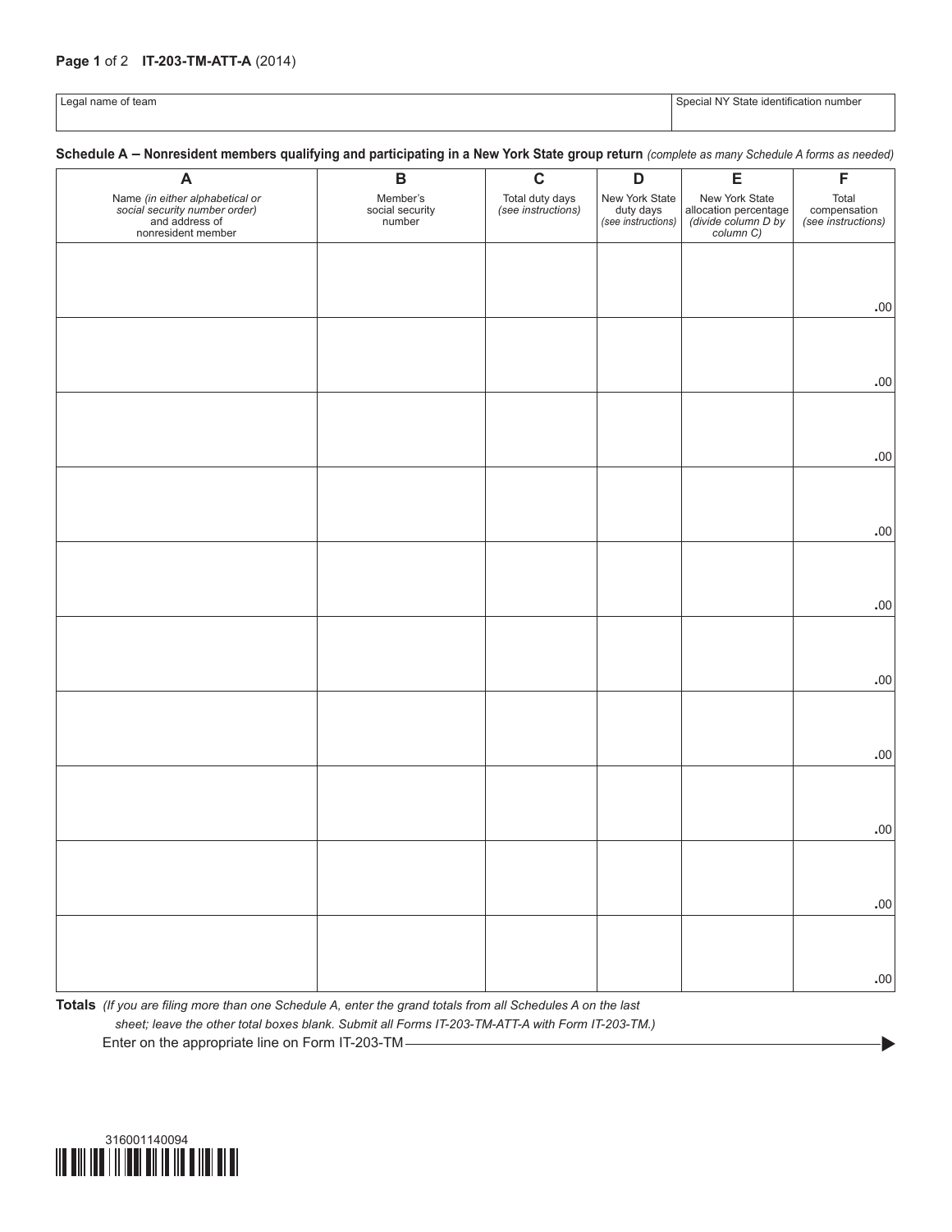**IT-203-TM-ATT-A** (2014)

| Legal name of team | Special NY State identification number |
|---|---|
| | |

**Schedule A – Nonresident members qualifying and participating in a New York State group return** *(complete as many Schedule A forms as needed)*

| A<br>Name *(in either alphabetical or social security number order)* and address of nonresident member | B<br>Member's social security number | C<br>Total duty days *(see instructions)* | D<br>New York State duty days *(see instructions)* | E<br>New York State allocation percentage *(divide column D by column C)* | F<br>Total compensation *(see instructions)* |
|---|---|---|---|---|---|
| | | | | | .00 |
| | | | | | .00 |
| | | | | | .00 |
| | | | | | .00 |
| | | | | | .00 |
| | | | | | .00 |
| | | | | | .00 |
| | | | | | .00 |
| | | | | | .00 |
| | | | | | .00 |

**Totals** *(If you are filing more than one Schedule A, enter the grand totals from all Schedules A on the last sheet; leave the other total boxes blank. Submit all Forms IT-203-TM-ATT-A with Form IT-203-TM.)*

Enter on the appropriate line on Form IT-203-TM

316001140094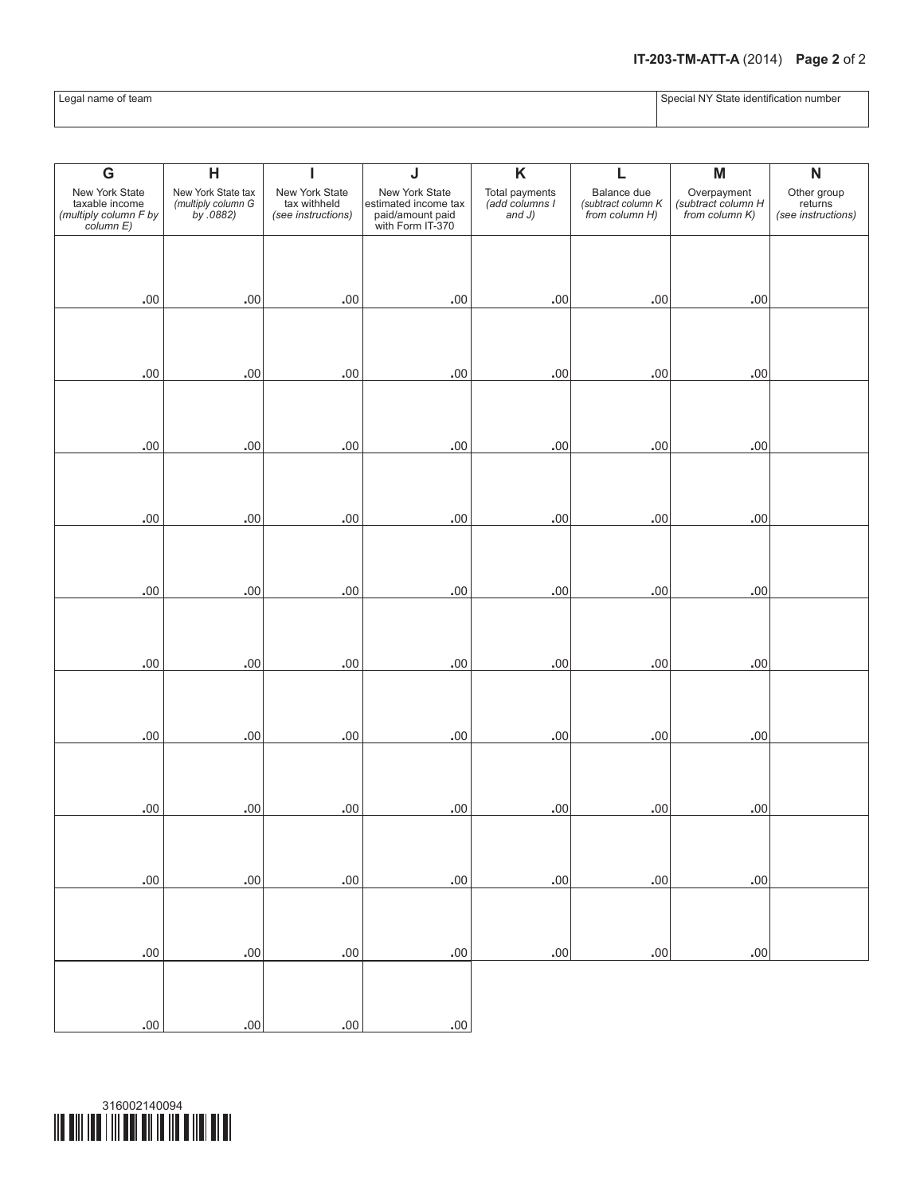| Legal name of team | Special NY State identification number |
|---|---|
| | |

| G | H | I | J | K | L | M | N |
|---|---|---|---|---|---|---|---|
| New York State taxable income *(multiply column F by column E)* | New York State tax *(multiply column G by .0882)* | New York State tax withheld *(see instructions)* | New York State estimated income tax paid/amount paid with Form IT-370 | Total payments *(add columns I and J)* | Balance due *(subtract column K from column H)* | Overpayment *(subtract column H from column K)* | Other group returns *(see instructions)* |
| .00 | .00 | .00 | .00 | .00 | .00 | .00 | |
| .00 | .00 | .00 | .00 | .00 | .00 | .00 | |
| .00 | .00 | .00 | .00 | .00 | .00 | .00 | |
| .00 | .00 | .00 | .00 | .00 | .00 | .00 | |
| .00 | .00 | .00 | .00 | .00 | .00 | .00 | |
| .00 | .00 | .00 | .00 | .00 | .00 | .00 | |
| .00 | .00 | .00 | .00 | .00 | .00 | .00 | |
| .00 | .00 | .00 | .00 | .00 | .00 | .00 | |
| .00 | .00 | .00 | .00 | .00 | .00 | .00 | |
| .00 | .00 | .00 | .00 | .00 | .00 | .00 | |
| .00 | .00 | .00 | .00 | | | | |

316002140094